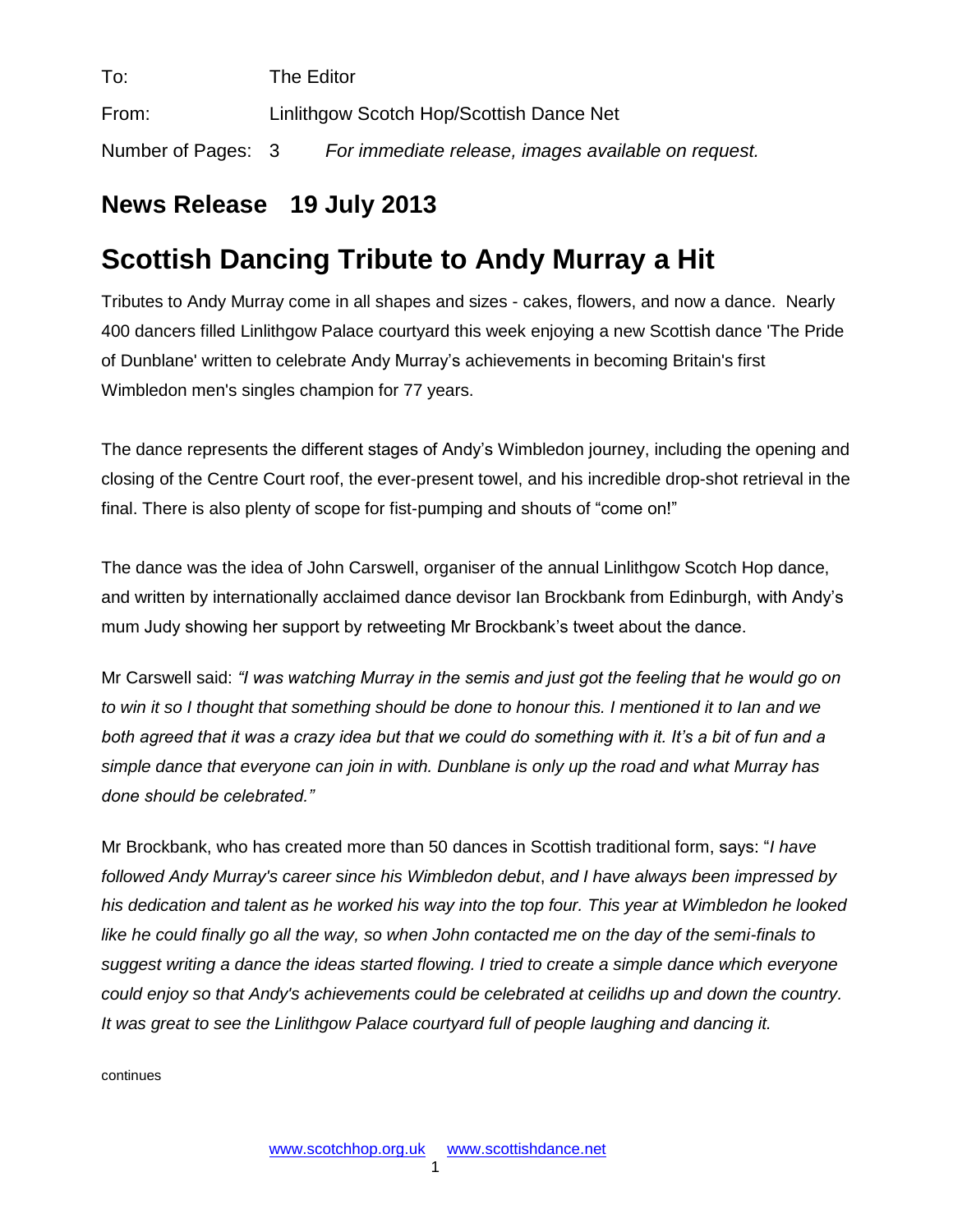To: The Editor

From: Linlithgow Scotch Hop/Scottish Dance Net

Number of Pages: 3 *For immediate release, images available on request.*

## News Release 19 July 2013

# Scottish Dancing Tribute to Andy Murray a Hit

Tributes to Andy Murray come in all shapes and sizes - cakes, flowers, and now a dance. Nearly 400 dancers filled Linlithgow Palace courtyard this week enjoying a new Scottish dance 'The Pride of Dunblane' written to celebrate Andy Murray's achievements in becoming Britain's first Wimbledon men's singles champion for 77 years.

The dance represents the different stages of Andy's Wimbledon journey, including the opening and closing of the Centre Court roof, the ever-present towel, and his incredible drop-shot retrieval in the final. There is also plenty of scope for fist-pumping and shouts of "come on!"

The dance was the idea of John Carswell, organiser of the annual Linlithgow Scotch Hop dance, and written by internationally acclaimed dance devisor Ian Brockbank from Edinburgh, with Andy's mum Judy showing her support by retweeting Mr Brockbank's tweet about the dance.

Mr Carswell said: *"I was watching Murray in the semis and just got the feeling that he would go on to win it so I thought that something should be done to honour this. I mentioned it to Ian and we both agreed that it was a crazy idea but that we could do something with it. It's a bit of fun and a simple dance that everyone can join in with. Dunblane is only up the road and what Murray has done should be celebrated."*

Mr Brockbank, who has created more than 50 dances in Scottish traditional form, says: "*I have followed Andy Murray's career since his Wimbledon debut*, *and I have always been impressed by his dedication and talent as he worked his way into the top four. This year at Wimbledon he looked like he could finally go all the way, so when John contacted me on the day of the semi-finals to suggest writing a dance the ideas started flowing. I tried to create a simple dance which everyone could enjoy so that Andy's achievements could be celebrated at ceilidhs up and down the country. It was great to see the Linlithgow Palace courtyard full of people laughing and dancing it.*

continues

www.scotchhop.org.uk www.scottishdance.net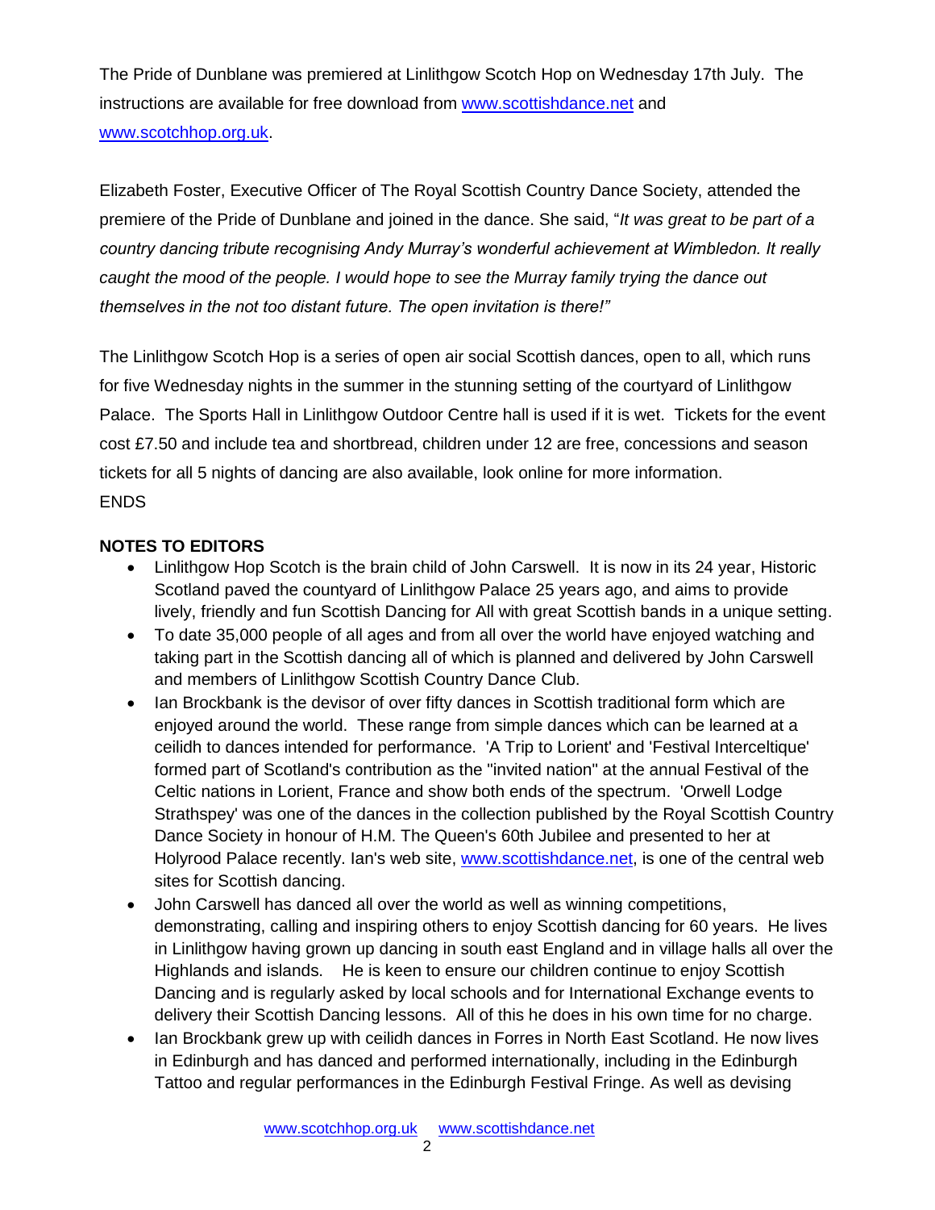The Pride of Dunblane was premiered at Linlithgow Scotch Hop on Wednesday 17th July. The instructions are available for free download from [www.scottishdance.net](http://www.scottishdance.net) and [www.scotchhop.org.uk](http://www.scotchhop.org.uk).

Elizabeth Foster, Executive Officer of The Royal Scottish Country Dance Society, attended the premiere of the Pride of Dunblane and joined in the dance. She said, "*It was great to be part of a country dancing tribute recognising Andy Murray's wonderful achievement at Wimbledon. It really caught the mood of the people. I would hope to see the Murray family trying the dance out themselves in the not too distant future. The open invitation is there!"*

The Linlithgow Scotch Hop is a series of open air social Scottish dances, open to all, which runs for five Wednesday nights in the summer in the stunning setting of the courtyard of Linlithgow Palace. The Sports Hall in Linlithgow Outdoor Centre hall is used if it is wet. Tickets for the event cost £7.50 and include tea and shortbread, children under 12 are free, concessions and season tickets for all 5 nights of dancing are also available, look online for more information.
ENDS

**NOTES TO EDITORS**

- Linlithgow Hop Scotch is the brain child of John Carswell. It is now in its 24 year, Historic Scotland paved the countyard of Linlithgow Palace 25 years ago, and aims to provide lively, friendly and fun Scottish Dancing for All with great Scottish bands in a unique setting.
- To date 35,000 people of all ages and from all over the world have enjoyed watching and taking part in the Scottish dancing all of which is planned and delivered by John Carswell and members of Linlithgow Scottish Country Dance Club.
- Ian Brockbank is the devisor of over fifty dances in Scottish traditional form which are enjoyed around the world. These range from simple dances which can be learned at a ceilidh to dances intended for performance. 'A Trip to Lorient' and 'Festival Interceltique' formed part of Scotland's contribution as the "invited nation" at the annual Festival of the Celtic nations in Lorient, France and show both ends of the spectrum. 'Orwell Lodge Strathspey' was one of the dances in the collection published by the Royal Scottish Country Dance Society in honour of H.M. The Queen's 60th Jubilee and presented to her at Holyrood Palace recently. Ian's web site, [www.scottishdance.net](http://www.scottishdance.net), is one of the central web sites for Scottish dancing.
- John Carswell has danced all over the world as well as winning competitions, demonstrating, calling and inspiring others to enjoy Scottish dancing for 60 years. He lives in Linlithgow having grown up dancing in south east England and in village halls all over the Highlands and islands. He is keen to ensure our children continue to enjoy Scottish Dancing and is regularly asked by local schools and for International Exchange events to delivery their Scottish Dancing lessons. All of this he does in his own time for no charge.
- Ian Brockbank grew up with ceilidh dances in Forres in North East Scotland. He now lives in Edinburgh and has danced and performed internationally, including in the Edinburgh Tattoo and regular performances in the Edinburgh Festival Fringe. As well as devising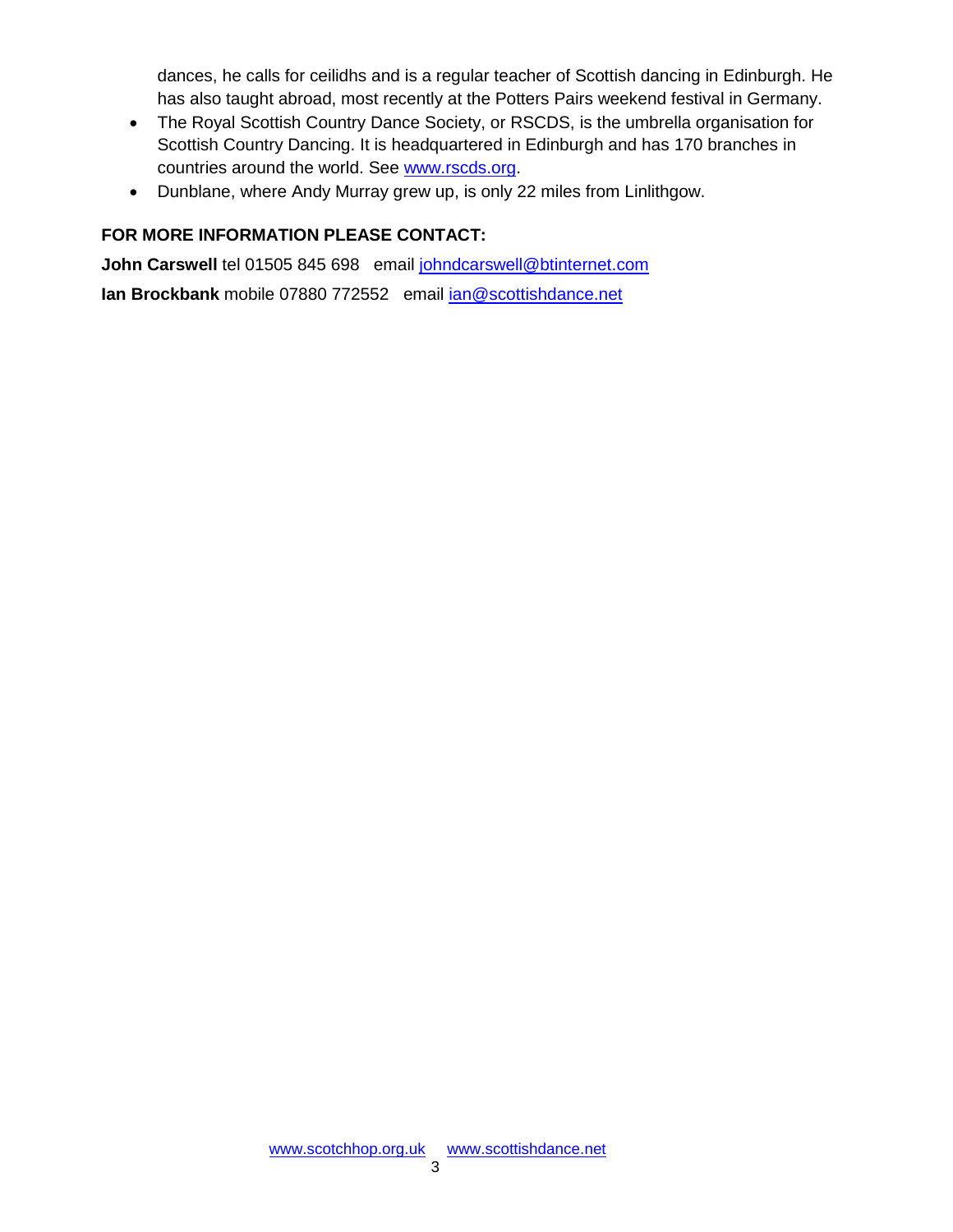dances, he calls for ceilidhs and is a regular teacher of Scottish dancing in Edinburgh. He has also taught abroad, most recently at the Potters Pairs weekend festival in Germany.

- The Royal Scottish Country Dance Society, or RSCDS, is the umbrella organisation for Scottish Country Dancing. It is headquartered in Edinburgh and has 170 branches in countries around the world. See www.rscds.org.
- Dunblane, where Andy Murray grew up, is only 22 miles from Linlithgow.

**FOR MORE INFORMATION PLEASE CONTACT:**

**John Carswell** tel 01505 845 698   email johndcarswell@btinternet.com

**Ian Brockbank** mobile 07880 772552   email ian@scottishdance.net

www.scotchhop.org.uk   www.scottishdance.net